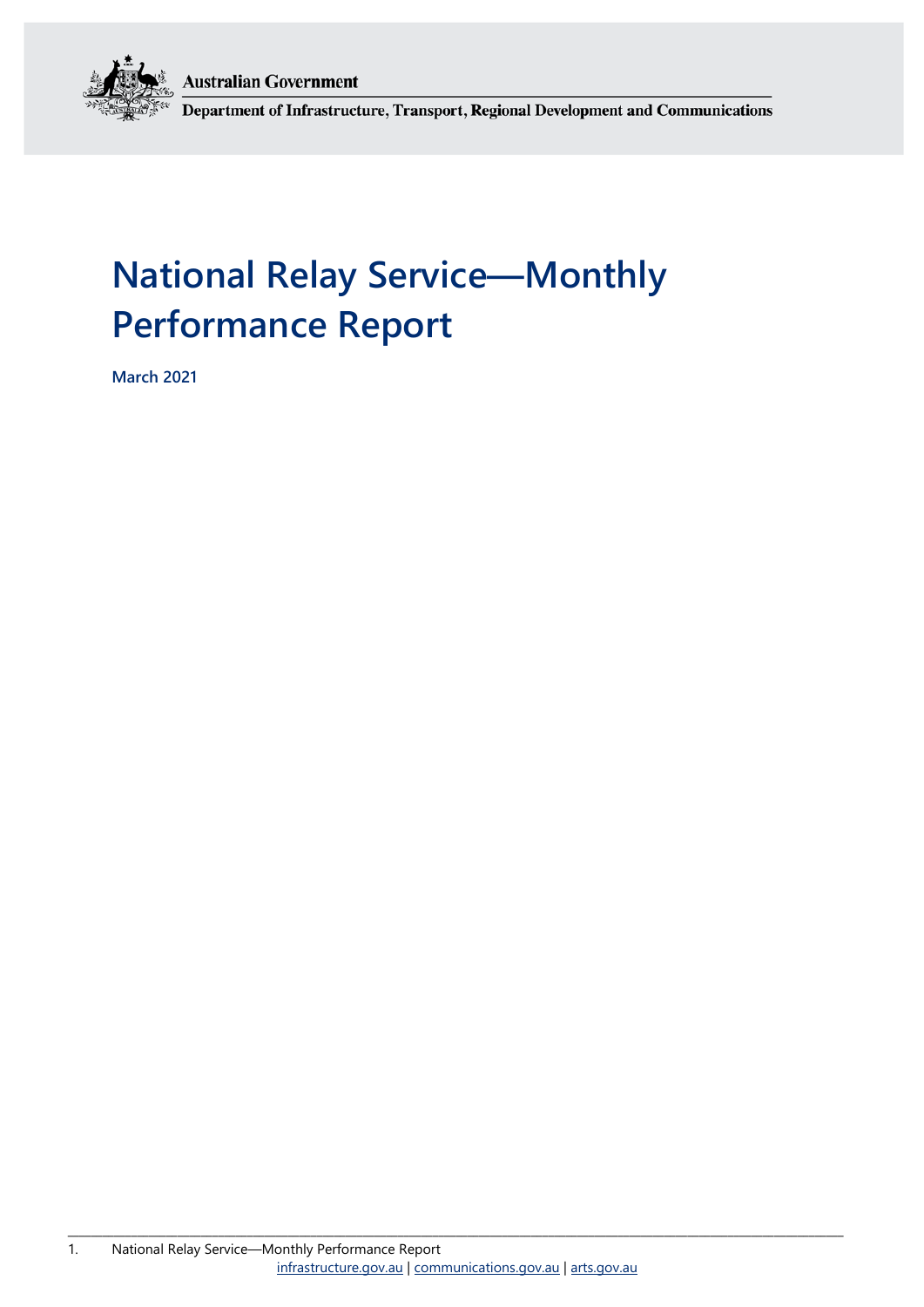Australian Government

Department of Infrastructure, Transport, Regional Development and Communications

# National Relay Service—Monthly Performance Report

**March 2021**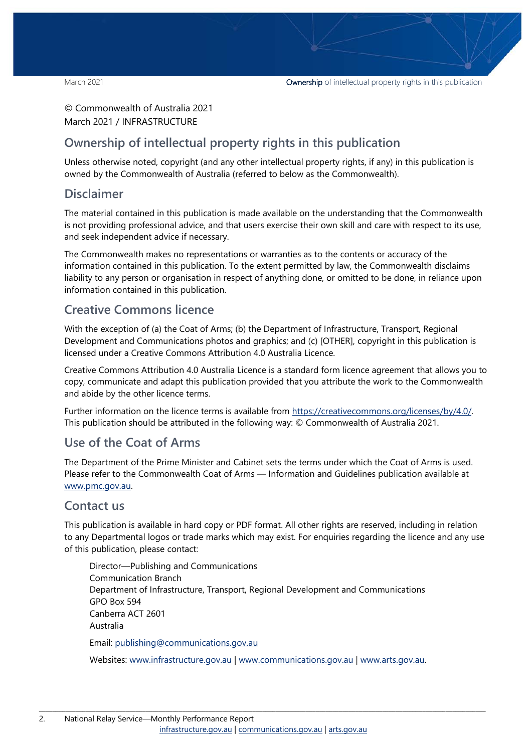© Commonwealth of Australia 2021
March 2021 / INFRASTRUCTURE

## Ownership of intellectual property rights in this publication

Unless otherwise noted, copyright (and any other intellectual property rights, if any) in this publication is owned by the Commonwealth of Australia (referred to below as the Commonwealth).

## Disclaimer

The material contained in this publication is made available on the understanding that the Commonwealth is not providing professional advice, and that users exercise their own skill and care with respect to its use, and seek independent advice if necessary.

The Commonwealth makes no representations or warranties as to the contents or accuracy of the information contained in this publication. To the extent permitted by law, the Commonwealth disclaims liability to any person or organisation in respect of anything done, or omitted to be done, in reliance upon information contained in this publication.

## Creative Commons licence

With the exception of (a) the Coat of Arms; (b) the Department of Infrastructure, Transport, Regional Development and Communications photos and graphics; and (c) [OTHER], copyright in this publication is licensed under a Creative Commons Attribution 4.0 Australia Licence.

Creative Commons Attribution 4.0 Australia Licence is a standard form licence agreement that allows you to copy, communicate and adapt this publication provided that you attribute the work to the Commonwealth and abide by the other licence terms.

Further information on the licence terms is available from https://creativecommons.org/licenses/by/4.0/. This publication should be attributed in the following way: © Commonwealth of Australia 2021.

## Use of the Coat of Arms

The Department of the Prime Minister and Cabinet sets the terms under which the Coat of Arms is used. Please refer to the Commonwealth Coat of Arms — Information and Guidelines publication available at www.pmc.gov.au.

## Contact us

This publication is available in hard copy or PDF format. All other rights are reserved, including in relation to any Departmental logos or trade marks which may exist. For enquiries regarding the licence and any use of this publication, please contact:

Director—Publishing and Communications
Communication Branch
Department of Infrastructure, Transport, Regional Development and Communications
GPO Box 594
Canberra ACT 2601
Australia

Email: publishing@communications.gov.au

Websites: www.infrastructure.gov.au | www.communications.gov.au | www.arts.gov.au.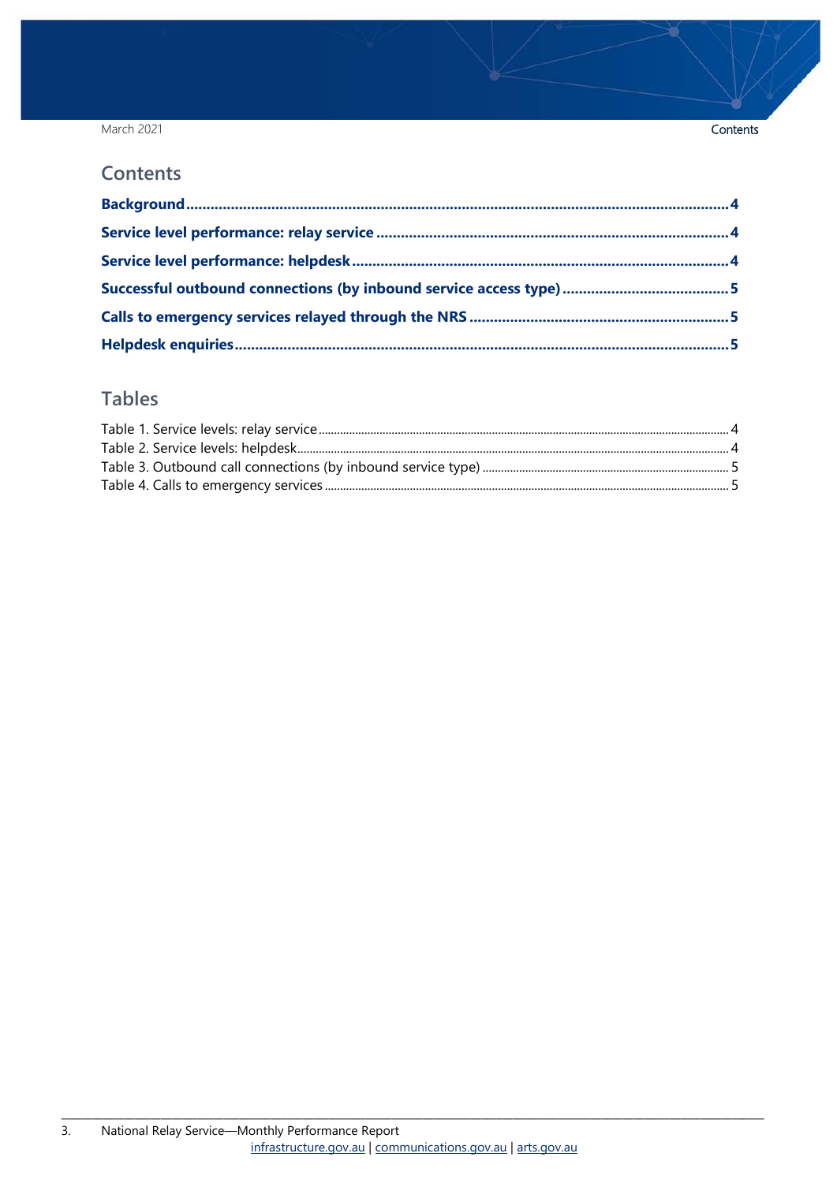## Contents

**Background** ........................................................................................................................ **4**

**Service level performance: relay service** ........................................................................ **4**

**Service level performance: helpdesk** .............................................................................. **4**

**Successful outbound connections (by inbound service access type)** ........................................ **5**

**Calls to emergency services relayed through the NRS** ..................................................... **5**

**Helpdesk enquiries** ........................................................................................................... **5**

## Tables

Table 1. Service levels: relay service ........................................................................................ 4

Table 2. Service levels: helpdesk.............................................................................................. 4

Table 3. Outbound call connections (by inbound service type) ................................................. 5

Table 4. Calls to emergency services ........................................................................................ 5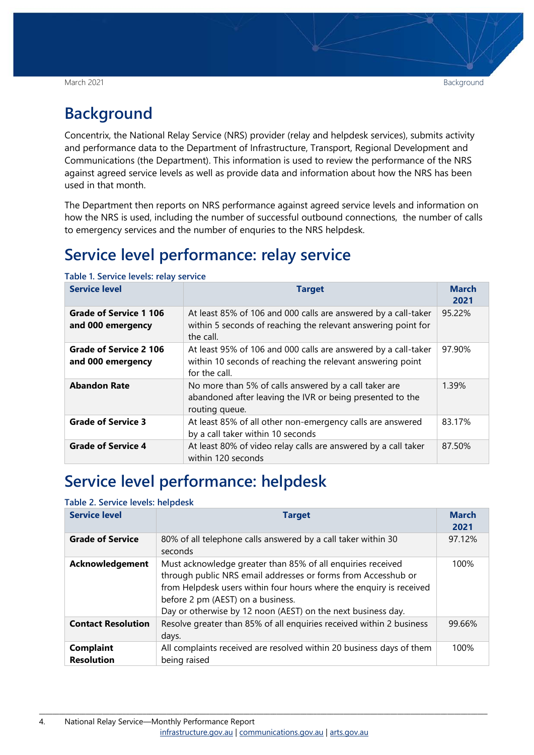# Background

Concentrix, the National Relay Service (NRS) provider (relay and helpdesk services), submits activity and performance data to the Department of Infrastructure, Transport, Regional Development and Communications (the Department). This information is used to review the performance of the NRS against agreed service levels as well as provide data and information about how the NRS has been used in that month.

The Department then reports on NRS performance against agreed service levels and information on how the NRS is used, including the number of successful outbound connections, the number of calls to emergency services and the number of enquries to the NRS helpdesk.

# Service level performance: relay service

**Table 1. Service levels: relay service**

| Service level | Target | March 2021 |
|---|---|---|
| **Grade of Service 1 106 and 000 emergency** | At least 85% of 106 and 000 calls are answered by a call-taker within 5 seconds of reaching the relevant answering point for the call. | 95.22% |
| **Grade of Service 2 106 and 000 emergency** | At least 95% of 106 and 000 calls are answered by a call-taker within 10 seconds of reaching the relevant answering point for the call. | 97.90% |
| **Abandon Rate** | No more than 5% of calls answered by a call taker are abandoned after leaving the IVR or being presented to the routing queue. | 1.39% |
| **Grade of Service 3** | At least 85% of all other non-emergency calls are answered by a call taker within 10 seconds | 83.17% |
| **Grade of Service 4** | At least 80% of video relay calls are answered by a call taker within 120 seconds | 87.50% |

# Service level performance: helpdesk

**Table 2. Service levels: helpdesk**

| Service level | Target | March 2021 |
|---|---|---|
| **Grade of Service** | 80% of all telephone calls answered by a call taker within 30 seconds | 97.12% |
| **Acknowledgement** | Must acknowledge greater than 85% of all enquiries received through public NRS email addresses or forms from Accesshub or from Helpdesk users within four hours where the enquiry is received before 2 pm (AEST) on a business. Day or otherwise by 12 noon (AEST) on the next business day. | 100% |
| **Contact Resolution** | Resolve greater than 85% of all enquiries received within 2 business days. | 99.66% |
| **Complaint Resolution** | All complaints received are resolved within 20 business days of them being raised | 100% |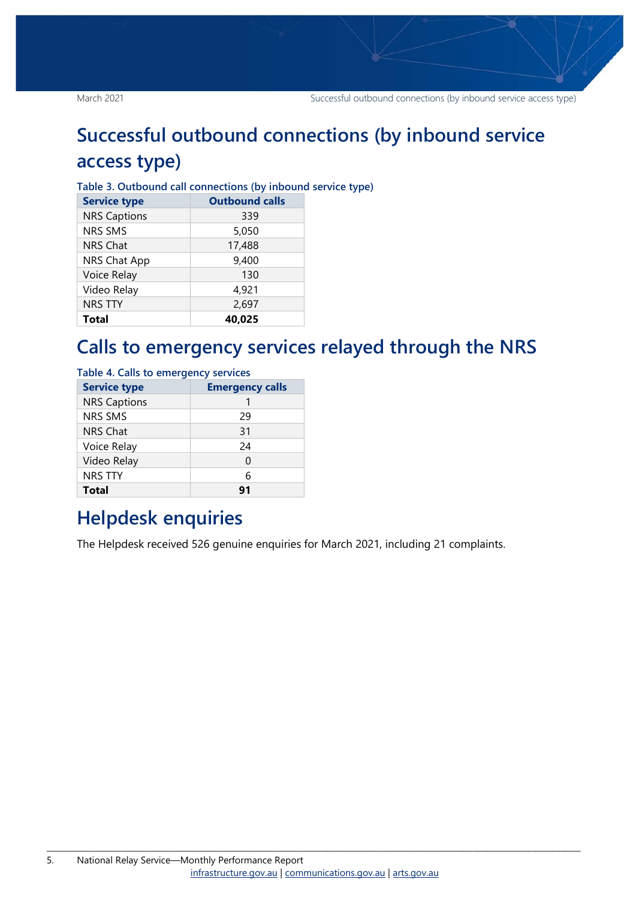# Successful outbound connections (by inbound service access type)

**Table 3. Outbound call connections (by inbound service type)**

| Service type | Outbound calls |
|---|---|
| NRS Captions | 339 |
| NRS SMS | 5,050 |
| NRS Chat | 17,488 |
| NRS Chat App | 9,400 |
| Voice Relay | 130 |
| Video Relay | 4,921 |
| NRS TTY | 2,697 |
| **Total** | **40,025** |

# Calls to emergency services relayed through the NRS

**Table 4. Calls to emergency services**

| Service type | Emergency calls |
|---|---|
| NRS Captions | 1 |
| NRS SMS | 29 |
| NRS Chat | 31 |
| Voice Relay | 24 |
| Video Relay | 0 |
| NRS TTY | 6 |
| **Total** | **91** |

# Helpdesk enquiries

The Helpdesk received 526 genuine enquiries for March 2021, including 21 complaints.